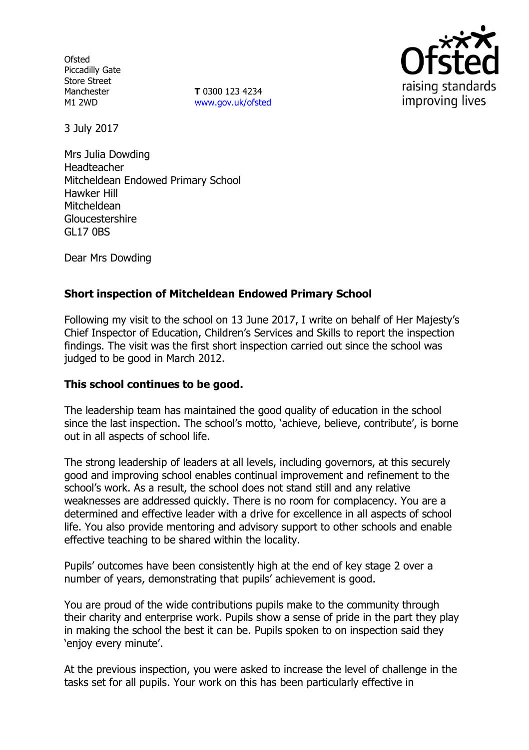Ofsted
Piccadilly Gate
Store Street
Manchester
M1 2WD

**T** 0300 123 4234
www.gov.uk/ofsted

3 July 2017

Mrs Julia Dowding
Headteacher
Mitcheldean Endowed Primary School
Hawker Hill
Mitcheldean
Gloucestershire
GL17 0BS

Dear Mrs Dowding

**Short inspection of Mitcheldean Endowed Primary School**

Following my visit to the school on 13 June 2017, I write on behalf of Her Majesty's Chief Inspector of Education, Children's Services and Skills to report the inspection findings. The visit was the first short inspection carried out since the school was judged to be good in March 2012.

**This school continues to be good.**

The leadership team has maintained the good quality of education in the school since the last inspection. The school's motto, 'achieve, believe, contribute', is borne out in all aspects of school life.

The strong leadership of leaders at all levels, including governors, at this securely good and improving school enables continual improvement and refinement to the school's work. As a result, the school does not stand still and any relative weaknesses are addressed quickly. There is no room for complacency. You are a determined and effective leader with a drive for excellence in all aspects of school life. You also provide mentoring and advisory support to other schools and enable effective teaching to be shared within the locality.

Pupils' outcomes have been consistently high at the end of key stage 2 over a number of years, demonstrating that pupils' achievement is good.

You are proud of the wide contributions pupils make to the community through their charity and enterprise work. Pupils show a sense of pride in the part they play in making the school the best it can be. Pupils spoken to on inspection said they 'enjoy every minute'.

At the previous inspection, you were asked to increase the level of challenge in the tasks set for all pupils. Your work on this has been particularly effective in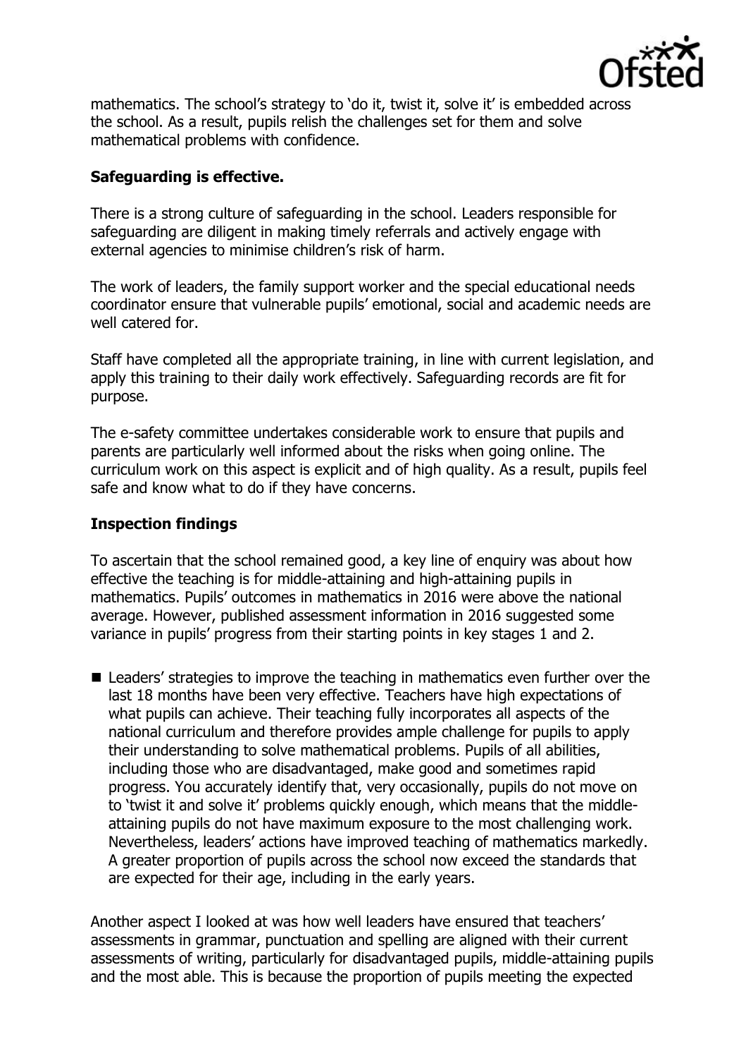mathematics. The school's strategy to 'do it, twist it, solve it' is embedded across the school. As a result, pupils relish the challenges set for them and solve mathematical problems with confidence.

**Safeguarding is effective.**

There is a strong culture of safeguarding in the school. Leaders responsible for safeguarding are diligent in making timely referrals and actively engage with external agencies to minimise children's risk of harm.

The work of leaders, the family support worker and the special educational needs coordinator ensure that vulnerable pupils' emotional, social and academic needs are well catered for.

Staff have completed all the appropriate training, in line with current legislation, and apply this training to their daily work effectively. Safeguarding records are fit for purpose.

The e-safety committee undertakes considerable work to ensure that pupils and parents are particularly well informed about the risks when going online. The curriculum work on this aspect is explicit and of high quality. As a result, pupils feel safe and know what to do if they have concerns.

**Inspection findings**

To ascertain that the school remained good, a key line of enquiry was about how effective the teaching is for middle-attaining and high-attaining pupils in mathematics. Pupils' outcomes in mathematics in 2016 were above the national average. However, published assessment information in 2016 suggested some variance in pupils' progress from their starting points in key stages 1 and 2.

- Leaders' strategies to improve the teaching in mathematics even further over the last 18 months have been very effective. Teachers have high expectations of what pupils can achieve. Their teaching fully incorporates all aspects of the national curriculum and therefore provides ample challenge for pupils to apply their understanding to solve mathematical problems. Pupils of all abilities, including those who are disadvantaged, make good and sometimes rapid progress. You accurately identify that, very occasionally, pupils do not move on to 'twist it and solve it' problems quickly enough, which means that the middle-attaining pupils do not have maximum exposure to the most challenging work. Nevertheless, leaders' actions have improved teaching of mathematics markedly. A greater proportion of pupils across the school now exceed the standards that are expected for their age, including in the early years.

Another aspect I looked at was how well leaders have ensured that teachers' assessments in grammar, punctuation and spelling are aligned with their current assessments of writing, particularly for disadvantaged pupils, middle-attaining pupils and the most able. This is because the proportion of pupils meeting the expected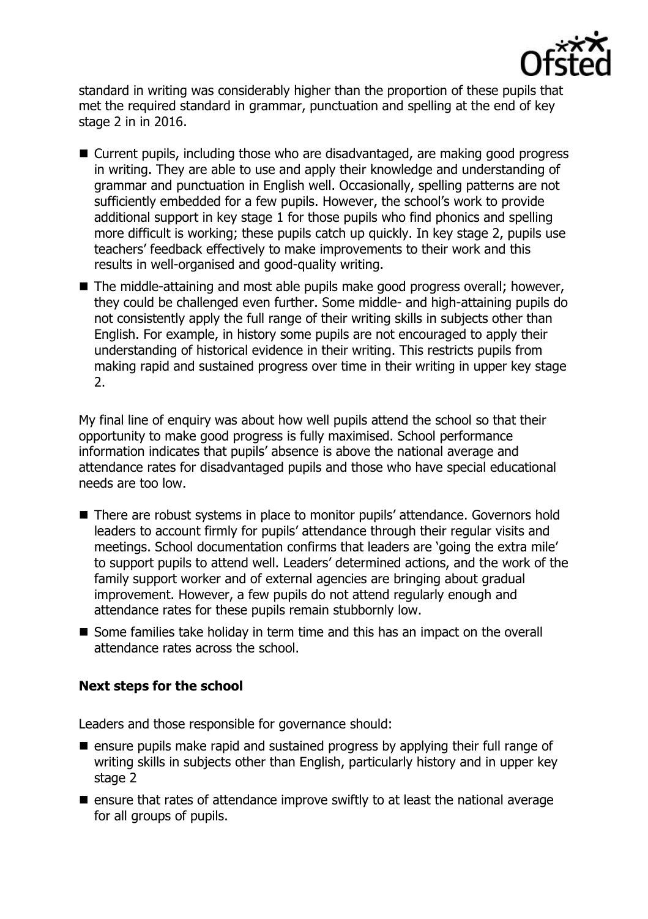standard in writing was considerably higher than the proportion of these pupils that met the required standard in grammar, punctuation and spelling at the end of key stage 2 in in 2016.

- Current pupils, including those who are disadvantaged, are making good progress in writing. They are able to use and apply their knowledge and understanding of grammar and punctuation in English well. Occasionally, spelling patterns are not sufficiently embedded for a few pupils. However, the school's work to provide additional support in key stage 1 for those pupils who find phonics and spelling more difficult is working; these pupils catch up quickly. In key stage 2, pupils use teachers' feedback effectively to make improvements to their work and this results in well-organised and good-quality writing.
- The middle-attaining and most able pupils make good progress overall; however, they could be challenged even further. Some middle- and high-attaining pupils do not consistently apply the full range of their writing skills in subjects other than English. For example, in history some pupils are not encouraged to apply their understanding of historical evidence in their writing. This restricts pupils from making rapid and sustained progress over time in their writing in upper key stage 2.

My final line of enquiry was about how well pupils attend the school so that their opportunity to make good progress is fully maximised. School performance information indicates that pupils' absence is above the national average and attendance rates for disadvantaged pupils and those who have special educational needs are too low.

- There are robust systems in place to monitor pupils' attendance. Governors hold leaders to account firmly for pupils' attendance through their regular visits and meetings. School documentation confirms that leaders are 'going the extra mile' to support pupils to attend well. Leaders' determined actions, and the work of the family support worker and of external agencies are bringing about gradual improvement. However, a few pupils do not attend regularly enough and attendance rates for these pupils remain stubbornly low.
- Some families take holiday in term time and this has an impact on the overall attendance rates across the school.

## Next steps for the school

Leaders and those responsible for governance should:

- ensure pupils make rapid and sustained progress by applying their full range of writing skills in subjects other than English, particularly history and in upper key stage 2
- ensure that rates of attendance improve swiftly to at least the national average for all groups of pupils.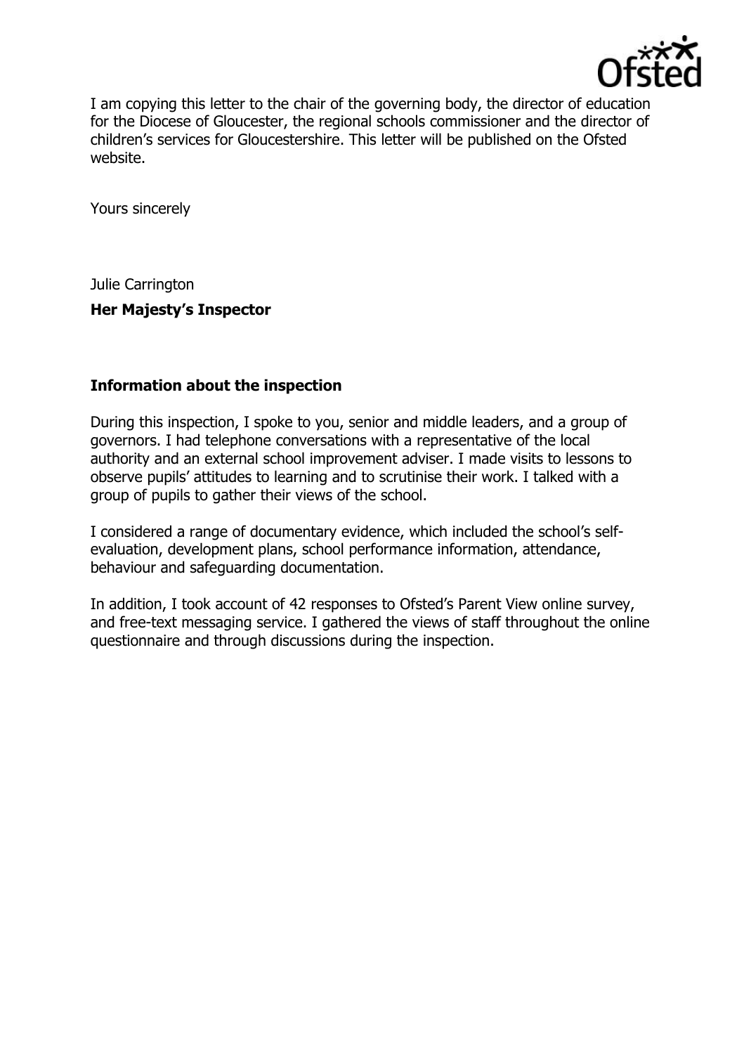I am copying this letter to the chair of the governing body, the director of education for the Diocese of Gloucester, the regional schools commissioner and the director of children's services for Gloucestershire. This letter will be published on the Ofsted website.

Yours sincerely

Julie Carrington

**Her Majesty's Inspector**

## Information about the inspection

During this inspection, I spoke to you, senior and middle leaders, and a group of governors. I had telephone conversations with a representative of the local authority and an external school improvement adviser. I made visits to lessons to observe pupils' attitudes to learning and to scrutinise their work. I talked with a group of pupils to gather their views of the school.

I considered a range of documentary evidence, which included the school's self-evaluation, development plans, school performance information, attendance, behaviour and safeguarding documentation.

In addition, I took account of 42 responses to Ofsted's Parent View online survey, and free-text messaging service. I gathered the views of staff throughout the online questionnaire and through discussions during the inspection.